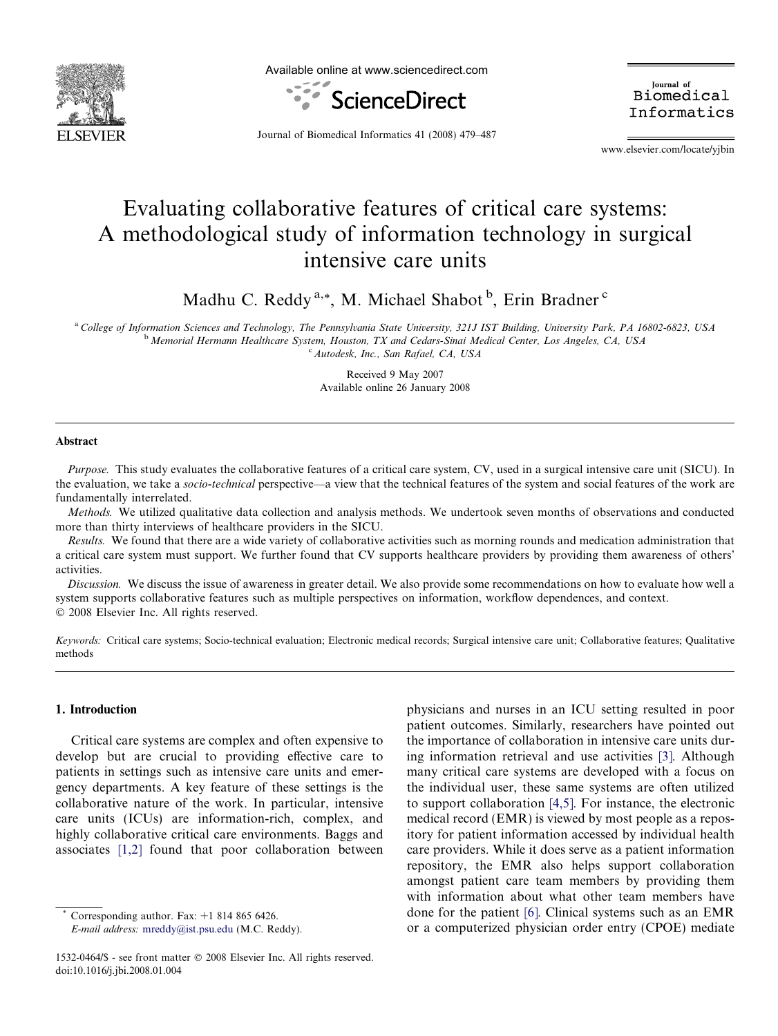# Evaluating collaborative features of critical care systems: A methodological study of information technology in surgical intensive care units

Madhu C. Reddy [a,*], M. Michael Shabot [b], Erin Bradner [c]

[a] College of Information Sciences and Technology, The Pennsylvania State University, 321J IST Building, University Park, PA 16802-6823, USA
[b] Memorial Hermann Healthcare System, Houston, TX and Cedars-Sinai Medical Center, Los Angeles, CA, USA
[c] Autodesk, Inc., San Rafael, CA, USA

Received 9 May 2007
Available online 26 January 2008

## Abstract

*Purpose.* This study evaluates the collaborative features of a critical care system, CV, used in a surgical intensive care unit (SICU). In the evaluation, we take a *socio-technical* perspective—a view that the technical features of the system and social features of the work are fundamentally interrelated.

*Methods.* We utilized qualitative data collection and analysis methods. We undertook seven months of observations and conducted more than thirty interviews of healthcare providers in the SICU.

*Results.* We found that there are a wide variety of collaborative activities such as morning rounds and medication administration that a critical care system must support. We further found that CV supports healthcare providers by providing them awareness of others' activities.

*Discussion.* We discuss the issue of awareness in greater detail. We also provide some recommendations on how to evaluate how well a system supports collaborative features such as multiple perspectives on information, workflow dependences, and context.

© 2008 Elsevier Inc. All rights reserved.

*Keywords:* Critical care systems; Socio-technical evaluation; Electronic medical records; Surgical intensive care unit; Collaborative features; Qualitative methods

## 1. Introduction

Critical care systems are complex and often expensive to develop but are crucial to providing effective care to patients in settings such as intensive care units and emergency departments. A key feature of these settings is the collaborative nature of the work. In particular, intensive care units (ICUs) are information-rich, complex, and highly collaborative critical care environments. Baggs and associates [1,2] found that poor collaboration between physicians and nurses in an ICU setting resulted in poor patient outcomes. Similarly, researchers have pointed out the importance of collaboration in intensive care units during information retrieval and use activities [3]. Although many critical care systems are developed with a focus on the individual user, these same systems are often utilized to support collaboration [4,5]. For instance, the electronic medical record (EMR) is viewed by most people as a repository for patient information accessed by individual health care providers. While it does serve as a patient information repository, the EMR also helps support collaboration amongst patient care team members by providing them with information about what other team members have done for the patient [6]. Clinical systems such as an EMR or a computerized physician order entry (CPOE) mediate

* Corresponding author. Fax: +1 814 865 6426.
*E-mail address:* mreddy@ist.psu.edu (M.C. Reddy).

1532-0464/$ - see front matter © 2008 Elsevier Inc. All rights reserved.
doi:10.1016/j.jbi.2008.01.004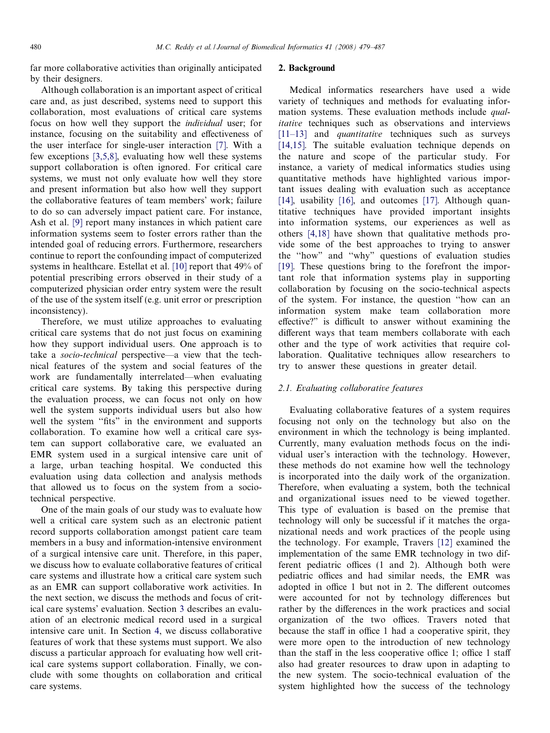far more collaborative activities than originally anticipated by their designers.

Although collaboration is an important aspect of critical care and, as just described, systems need to support this collaboration, most evaluations of critical care systems focus on how well they support the *individual* user; for instance, focusing on the suitability and effectiveness of the user interface for single-user interaction [7]. With a few exceptions [3,5,8], evaluating how well these systems support collaboration is often ignored. For critical care systems, we must not only evaluate how well they store and present information but also how well they support the collaborative features of team members' work; failure to do so can adversely impact patient care. For instance, Ash et al. [9] report many instances in which patient care information systems seem to foster errors rather than the intended goal of reducing errors. Furthermore, researchers continue to report the confounding impact of computerized systems in healthcare. Estellat et al. [10] report that 49% of potential prescribing errors observed in their study of a computerized physician order entry system were the result of the use of the system itself (e.g. unit error or prescription inconsistency).

Therefore, we must utilize approaches to evaluating critical care systems that do not just focus on examining how they support individual users. One approach is to take a *socio-technical* perspective—a view that the technical features of the system and social features of the work are fundamentally interrelated—when evaluating critical care systems. By taking this perspective during the evaluation process, we can focus not only on how well the system supports individual users but also how well the system "fits" in the environment and supports collaboration. To examine how well a critical care system can support collaborative care, we evaluated an EMR system used in a surgical intensive care unit of a large, urban teaching hospital. We conducted this evaluation using data collection and analysis methods that allowed us to focus on the system from a socio-technical perspective.

One of the main goals of our study was to evaluate how well a critical care system such as an electronic patient record supports collaboration amongst patient care team members in a busy and information-intensive environment of a surgical intensive care unit. Therefore, in this paper, we discuss how to evaluate collaborative features of critical care systems and illustrate how a critical care system such as an EMR can support collaborative work activities. In the next section, we discuss the methods and focus of critical care systems' evaluation. Section 3 describes an evaluation of an electronic medical record used in a surgical intensive care unit. In Section 4, we discuss collaborative features of work that these systems must support. We also discuss a particular approach for evaluating how well critical care systems support collaboration. Finally, we conclude with some thoughts on collaboration and critical care systems.

## 2. Background

Medical informatics researchers have used a wide variety of techniques and methods for evaluating information systems. These evaluation methods include *qualitative* techniques such as observations and interviews [11–13] and *quantitative* techniques such as surveys [14,15]. The suitable evaluation technique depends on the nature and scope of the particular study. For instance, a variety of medical informatics studies using quantitative methods have highlighted various important issues dealing with evaluation such as acceptance [14], usability [16], and outcomes [17]. Although quantitative techniques have provided important insights into information systems, our experiences as well as others [4,18] have shown that qualitative methods provide some of the best approaches to trying to answer the "how" and "why" questions of evaluation studies [19]. These questions bring to the forefront the important role that information systems play in supporting collaboration by focusing on the socio-technical aspects of the system. For instance, the question "how can an information system make team collaboration more effective?" is difficult to answer without examining the different ways that team members collaborate with each other and the type of work activities that require collaboration. Qualitative techniques allow researchers to try to answer these questions in greater detail.

### 2.1. Evaluating collaborative features

Evaluating collaborative features of a system requires focusing not only on the technology but also on the environment in which the technology is being implanted. Currently, many evaluation methods focus on the individual user's interaction with the technology. However, these methods do not examine how well the technology is incorporated into the daily work of the organization. Therefore, when evaluating a system, both the technical and organizational issues need to be viewed together. This type of evaluation is based on the premise that technology will only be successful if it matches the organizational needs and work practices of the people using the technology. For example, Travers [12] examined the implementation of the same EMR technology in two different pediatric offices (1 and 2). Although both were pediatric offices and had similar needs, the EMR was adopted in office 1 but not in 2. The different outcomes were accounted for not by technology differences but rather by the differences in the work practices and social organization of the two offices. Travers noted that because the staff in office 1 had a cooperative spirit, they were more open to the introduction of new technology than the staff in the less cooperative office 1; office 1 staff also had greater resources to draw upon in adapting to the new system. The socio-technical evaluation of the system highlighted how the success of the technology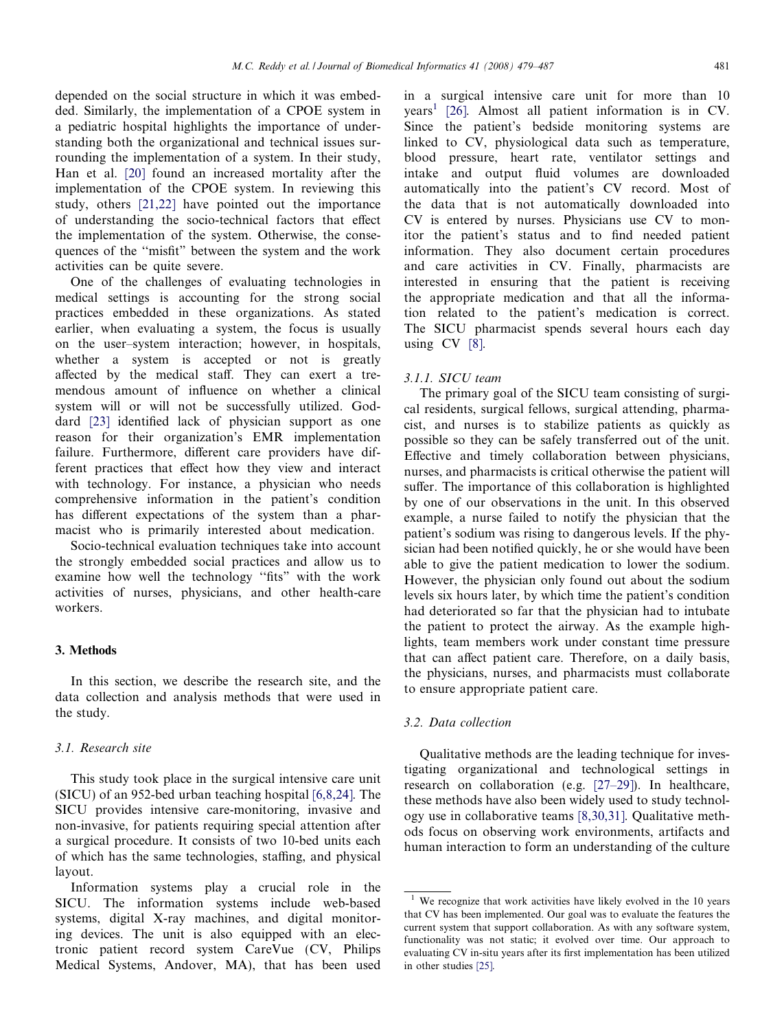depended on the social structure in which it was embedded. Similarly, the implementation of a CPOE system in a pediatric hospital highlights the importance of understanding both the organizational and technical issues surrounding the implementation of a system. In their study, Han et al. [20] found an increased mortality after the implementation of the CPOE system. In reviewing this study, others [21,22] have pointed out the importance of understanding the socio-technical factors that effect the implementation of the system. Otherwise, the consequences of the "misfit" between the system and the work activities can be quite severe.

One of the challenges of evaluating technologies in medical settings is accounting for the strong social practices embedded in these organizations. As stated earlier, when evaluating a system, the focus is usually on the user–system interaction; however, in hospitals, whether a system is accepted or not is greatly affected by the medical staff. They can exert a tremendous amount of influence on whether a clinical system will or will not be successfully utilized. Goddard [23] identified lack of physician support as one reason for their organization's EMR implementation failure. Furthermore, different care providers have different practices that effect how they view and interact with technology. For instance, a physician who needs comprehensive information in the patient's condition has different expectations of the system than a pharmacist who is primarily interested about medication.

Socio-technical evaluation techniques take into account the strongly embedded social practices and allow us to examine how well the technology "fits" with the work activities of nurses, physicians, and other health-care workers.

## 3. Methods

In this section, we describe the research site, and the data collection and analysis methods that were used in the study.

### 3.1. Research site

This study took place in the surgical intensive care unit (SICU) of an 952-bed urban teaching hospital [6,8,24]. The SICU provides intensive care-monitoring, invasive and non-invasive, for patients requiring special attention after a surgical procedure. It consists of two 10-bed units each of which has the same technologies, staffing, and physical layout.

Information systems play a crucial role in the SICU. The information systems include web-based systems, digital X-ray machines, and digital monitoring devices. The unit is also equipped with an electronic patient record system CareVue (CV, Philips Medical Systems, Andover, MA), that has been used in a surgical intensive care unit for more than 10 years[1] [26]. Almost all patient information is in CV. Since the patient's bedside monitoring systems are linked to CV, physiological data such as temperature, blood pressure, heart rate, ventilator settings and intake and output fluid volumes are downloaded automatically into the patient's CV record. Most of the data that is not automatically downloaded into CV is entered by nurses. Physicians use CV to monitor the patient's status and to find needed patient information. They also document certain procedures and care activities in CV. Finally, pharmacists are interested in ensuring that the patient is receiving the appropriate medication and that all the information related to the patient's medication is correct. The SICU pharmacist spends several hours each day using CV [8].

#### 3.1.1. SICU team

The primary goal of the SICU team consisting of surgical residents, surgical fellows, surgical attending, pharmacist, and nurses is to stabilize patients as quickly as possible so they can be safely transferred out of the unit. Effective and timely collaboration between physicians, nurses, and pharmacists is critical otherwise the patient will suffer. The importance of this collaboration is highlighted by one of our observations in the unit. In this observed example, a nurse failed to notify the physician that the patient's sodium was rising to dangerous levels. If the physician had been notified quickly, he or she would have been able to give the patient medication to lower the sodium. However, the physician only found out about the sodium levels six hours later, by which time the patient's condition had deteriorated so far that the physician had to intubate the patient to protect the airway. As the example highlights, team members work under constant time pressure that can affect patient care. Therefore, on a daily basis, the physicians, nurses, and pharmacists must collaborate to ensure appropriate patient care.

### 3.2. Data collection

Qualitative methods are the leading technique for investigating organizational and technological settings in research on collaboration (e.g. [27–29]). In healthcare, these methods have also been widely used to study technology use in collaborative teams [8,30,31]. Qualitative methods focus on observing work environments, artifacts and human interaction to form an understanding of the culture

[1] We recognize that work activities have likely evolved in the 10 years that CV has been implemented. Our goal was to evaluate the features the current system that support collaboration. As with any software system, functionality was not static; it evolved over time. Our approach to evaluating CV in-situ years after its first implementation has been utilized in other studies [25].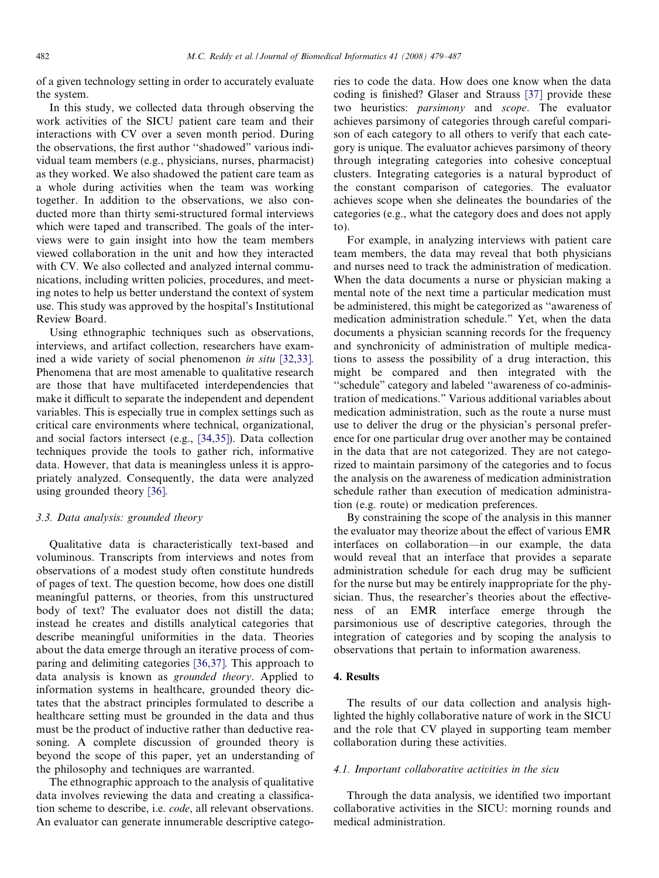of a given technology setting in order to accurately evaluate the system.

In this study, we collected data through observing the work activities of the SICU patient care team and their interactions with CV over a seven month period. During the observations, the first author ''shadowed'' various individual team members (e.g., physicians, nurses, pharmacist) as they worked. We also shadowed the patient care team as a whole during activities when the team was working together. In addition to the observations, we also conducted more than thirty semi-structured formal interviews which were taped and transcribed. The goals of the interviews were to gain insight into how the team members viewed collaboration in the unit and how they interacted with CV. We also collected and analyzed internal communications, including written policies, procedures, and meeting notes to help us better understand the context of system use. This study was approved by the hospital's Institutional Review Board.

Using ethnographic techniques such as observations, interviews, and artifact collection, researchers have examined a wide variety of social phenomenon *in situ* [32,33]. Phenomena that are most amenable to qualitative research are those that have multifaceted interdependencies that make it difficult to separate the independent and dependent variables. This is especially true in complex settings such as critical care environments where technical, organizational, and social factors intersect (e.g., [34,35]). Data collection techniques provide the tools to gather rich, informative data. However, that data is meaningless unless it is appropriately analyzed. Consequently, the data were analyzed using grounded theory [36].

### 3.3. Data analysis: grounded theory

Qualitative data is characteristically text-based and voluminous. Transcripts from interviews and notes from observations of a modest study often constitute hundreds of pages of text. The question become, how does one distill meaningful patterns, or theories, from this unstructured body of text? The evaluator does not distill the data; instead he creates and distills analytical categories that describe meaningful uniformities in the data. Theories about the data emerge through an iterative process of comparing and delimiting categories [36,37]. This approach to data analysis is known as *grounded theory*. Applied to information systems in healthcare, grounded theory dictates that the abstract principles formulated to describe a healthcare setting must be grounded in the data and thus must be the product of inductive rather than deductive reasoning. A complete discussion of grounded theory is beyond the scope of this paper, yet an understanding of the philosophy and techniques are warranted.

The ethnographic approach to the analysis of qualitative data involves reviewing the data and creating a classification scheme to describe, i.e. *code*, all relevant observations. An evaluator can generate innumerable descriptive categories to code the data. How does one know when the data coding is finished? Glaser and Strauss [37] provide these two heuristics: *parsimony* and *scope*. The evaluator achieves parsimony of categories through careful comparison of each category to all others to verify that each category is unique. The evaluator achieves parsimony of theory through integrating categories into cohesive conceptual clusters. Integrating categories is a natural byproduct of the constant comparison of categories. The evaluator achieves scope when she delineates the boundaries of the categories (e.g., what the category does and does not apply to).

For example, in analyzing interviews with patient care team members, the data may reveal that both physicians and nurses need to track the administration of medication. When the data documents a nurse or physician making a mental note of the next time a particular medication must be administered, this might be categorized as ''awareness of medication administration schedule.'' Yet, when the data documents a physician scanning records for the frequency and synchronicity of administration of multiple medications to assess the possibility of a drug interaction, this might be compared and then integrated with the ''schedule'' category and labeled ''awareness of co-administration of medications.'' Various additional variables about medication administration, such as the route a nurse must use to deliver the drug or the physician's personal preference for one particular drug over another may be contained in the data that are not categorized. They are not categorized to maintain parsimony of the categories and to focus the analysis on the awareness of medication administration schedule rather than execution of medication administration (e.g. route) or medication preferences.

By constraining the scope of the analysis in this manner the evaluator may theorize about the effect of various EMR interfaces on collaboration—in our example, the data would reveal that an interface that provides a separate administration schedule for each drug may be sufficient for the nurse but may be entirely inappropriate for the physician. Thus, the researcher's theories about the effectiveness of an EMR interface emerge through the parsimonious use of descriptive categories, through the integration of categories and by scoping the analysis to observations that pertain to information awareness.

## 4. Results

The results of our data collection and analysis highlighted the highly collaborative nature of work in the SICU and the role that CV played in supporting team member collaboration during these activities.

### 4.1. Important collaborative activities in the sicu

Through the data analysis, we identified two important collaborative activities in the SICU: morning rounds and medical administration.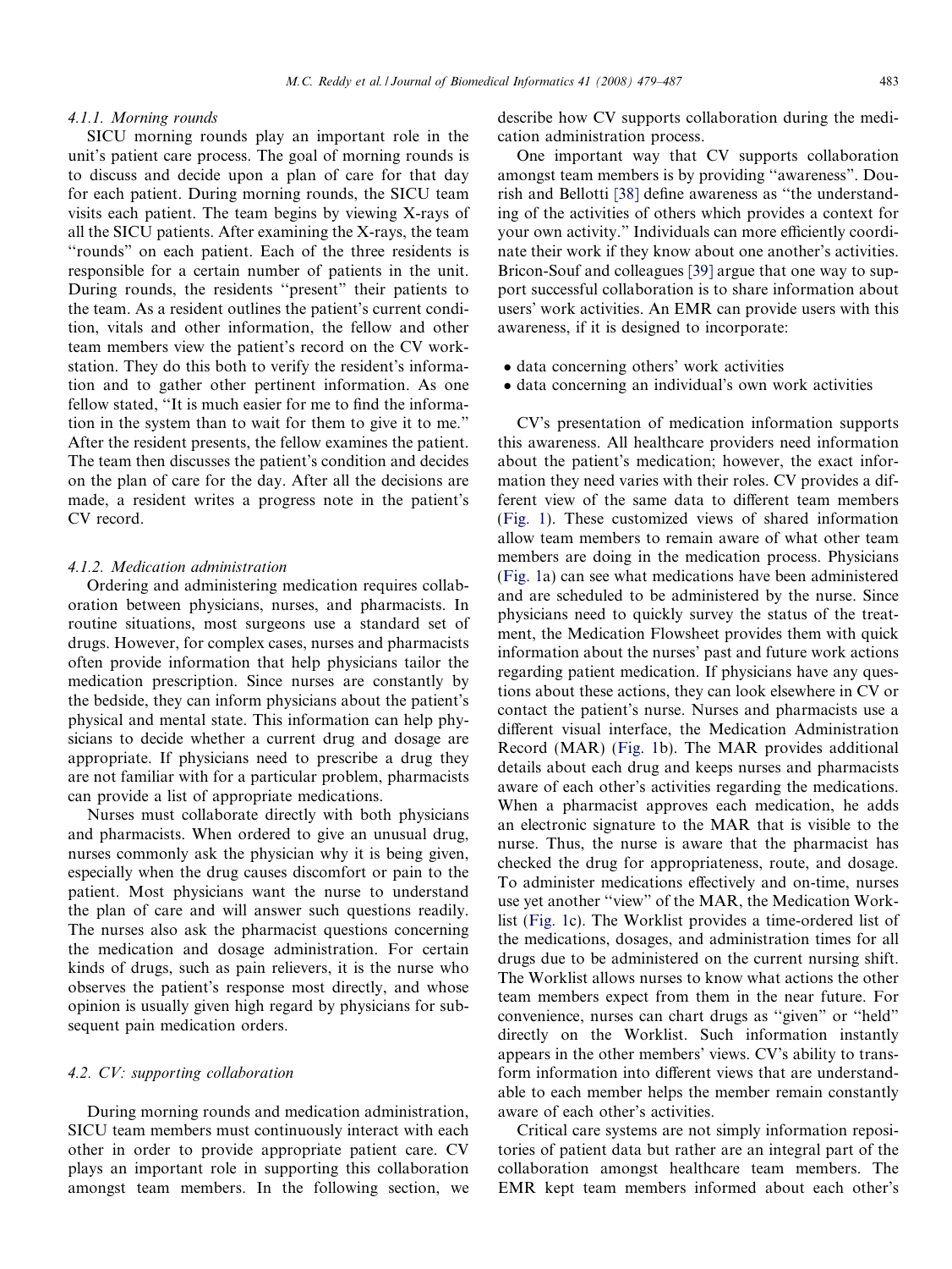#### 4.1.1. Morning rounds

SICU morning rounds play an important role in the unit's patient care process. The goal of morning rounds is to discuss and decide upon a plan of care for that day for each patient. During morning rounds, the SICU team visits each patient. The team begins by viewing X-rays of all the SICU patients. After examining the X-rays, the team "rounds" on each patient. Each of the three residents is responsible for a certain number of patients in the unit. During rounds, the residents "present" their patients to the team. As a resident outlines the patient's current condition, vitals and other information, the fellow and other team members view the patient's record on the CV workstation. They do this both to verify the resident's information and to gather other pertinent information. As one fellow stated, "It is much easier for me to find the information in the system than to wait for them to give it to me." After the resident presents, the fellow examines the patient. The team then discusses the patient's condition and decides on the plan of care for the day. After all the decisions are made, a resident writes a progress note in the patient's CV record.

#### 4.1.2. Medication administration

Ordering and administering medication requires collaboration between physicians, nurses, and pharmacists. In routine situations, most surgeons use a standard set of drugs. However, for complex cases, nurses and pharmacists often provide information that help physicians tailor the medication prescription. Since nurses are constantly by the bedside, they can inform physicians about the patient's physical and mental state. This information can help physicians to decide whether a current drug and dosage are appropriate. If physicians need to prescribe a drug they are not familiar with for a particular problem, pharmacists can provide a list of appropriate medications.

Nurses must collaborate directly with both physicians and pharmacists. When ordered to give an unusual drug, nurses commonly ask the physician why it is being given, especially when the drug causes discomfort or pain to the patient. Most physicians want the nurse to understand the plan of care and will answer such questions readily. The nurses also ask the pharmacist questions concerning the medication and dosage administration. For certain kinds of drugs, such as pain relievers, it is the nurse who observes the patient's response most directly, and whose opinion is usually given high regard by physicians for subsequent pain medication orders.

### 4.2. CV: supporting collaboration

During morning rounds and medication administration, SICU team members must continuously interact with each other in order to provide appropriate patient care. CV plays an important role in supporting this collaboration amongst team members. In the following section, we describe how CV supports collaboration during the medication administration process.

One important way that CV supports collaboration amongst team members is by providing "awareness". Dourish and Bellotti [38] define awareness as "the understanding of the activities of others which provides a context for your own activity." Individuals can more efficiently coordinate their work if they know about one another's activities. Bricon-Souf and colleagues [39] argue that one way to support successful collaboration is to share information about users' work activities. An EMR can provide users with this awareness, if it is designed to incorporate:

- data concerning others' work activities
- data concerning an individual's own work activities

CV's presentation of medication information supports this awareness. All healthcare providers need information about the patient's medication; however, the exact information they need varies with their roles. CV provides a different view of the same data to different team members (Fig. 1). These customized views of shared information allow team members to remain aware of what other team members are doing in the medication process. Physicians (Fig. 1a) can see what medications have been administered and are scheduled to be administered by the nurse. Since physicians need to quickly survey the status of the treatment, the Medication Flowsheet provides them with quick information about the nurses' past and future work actions regarding patient medication. If physicians have any questions about these actions, they can look elsewhere in CV or contact the patient's nurse. Nurses and pharmacists use a different visual interface, the Medication Administration Record (MAR) (Fig. 1b). The MAR provides additional details about each drug and keeps nurses and pharmacists aware of each other's activities regarding the medications. When a pharmacist approves each medication, he adds an electronic signature to the MAR that is visible to the nurse. Thus, the nurse is aware that the pharmacist has checked the drug for appropriateness, route, and dosage. To administer medications effectively and on-time, nurses use yet another "view" of the MAR, the Medication Worklist (Fig. 1c). The Worklist provides a time-ordered list of the medications, dosages, and administration times for all drugs due to be administered on the current nursing shift. The Worklist allows nurses to know what actions the other team members expect from them in the near future. For convenience, nurses can chart drugs as "given" or "held" directly on the Worklist. Such information instantly appears in the other members' views. CV's ability to transform information into different views that are understandable to each member helps the member remain constantly aware of each other's activities.

Critical care systems are not simply information repositories of patient data but rather are an integral part of the collaboration amongst healthcare team members. The EMR kept team members informed about each other's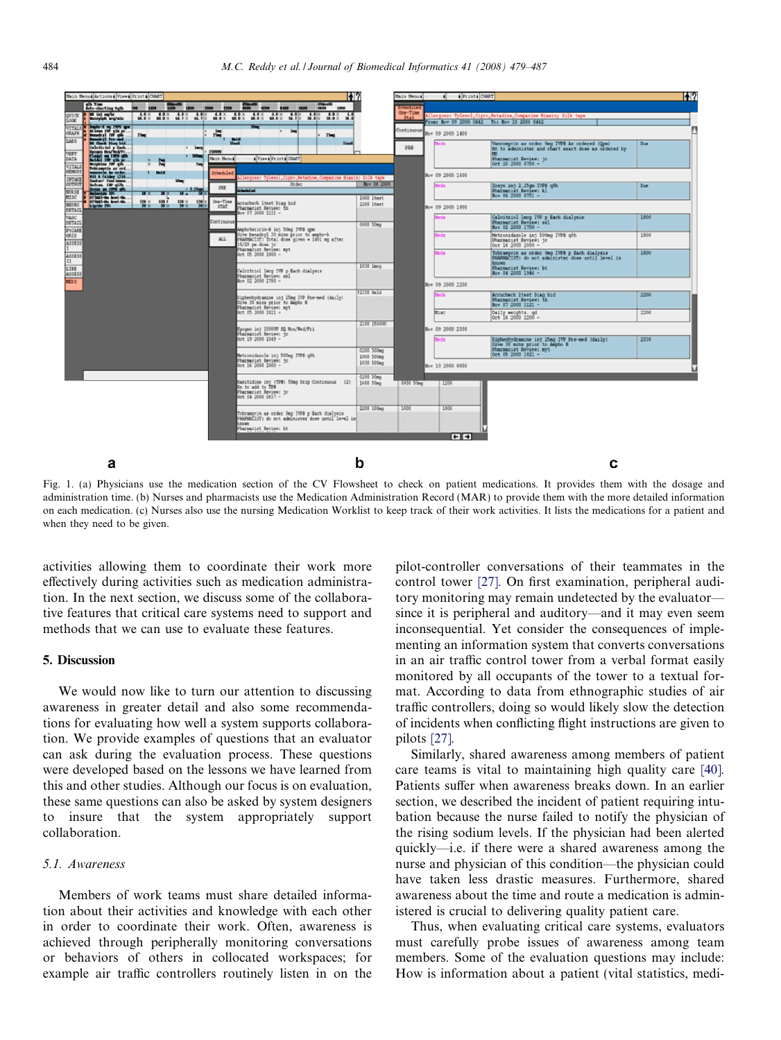Fig. 1. (a) Physicians use the medication section of the CV Flowsheet to check on patient medications. It provides them with the dosage and administration time. (b) Nurses and pharmacists use the Medication Administration Record (MAR) to provide them with the more detailed information on each medication. (c) Nurses also use the nursing Medication Worklist to keep track of their work activities. It lists the medications for a patient and when they need to be given.

activities allowing them to coordinate their work more effectively during activities such as medication administration. In the next section, we discuss some of the collaborative features that critical care systems need to support and methods that we can use to evaluate these features.

## 5. Discussion

We would now like to turn our attention to discussing awareness in greater detail and also some recommendations for evaluating how well a system supports collaboration. We provide examples of questions that an evaluator can ask during the evaluation process. These questions were developed based on the lessons we have learned from this and other studies. Although our focus is on evaluation, these same questions can also be asked by system designers to insure that the system appropriately support collaboration.

### 5.1. Awareness

Members of work teams must share detailed information about their activities and knowledge with each other in order to coordinate their work. Often, awareness is achieved through peripherally monitoring conversations or behaviors of others in collocated workspaces; for example air traffic controllers routinely listen in on the pilot-controller conversations of their teammates in the control tower [27]. On first examination, peripheral auditory monitoring may remain undetected by the evaluator—since it is peripheral and auditory—and it may even seem inconsequential. Yet consider the consequences of implementing an information system that converts conversations in an air traffic control tower from a verbal format easily monitored by all occupants of the tower to a textual format. According to data from ethnographic studies of air traffic controllers, doing so would likely slow the detection of incidents when conflicting flight instructions are given to pilots [27].

Similarly, shared awareness among members of patient care teams is vital to maintaining high quality care [40]. Patients suffer when awareness breaks down. In an earlier section, we described the incident of patient requiring intubation because the nurse failed to notify the physician of the rising sodium levels. If the physician had been alerted quickly—i.e. if there were a shared awareness among the nurse and physician of this condition—the physician could have taken less drastic measures. Furthermore, shared awareness about the time and route a medication is administered is crucial to delivering quality patient care.

Thus, when evaluating critical care systems, evaluators must carefully probe issues of awareness among team members. Some of the evaluation questions may include: How is information about a patient (vital statistics, medi-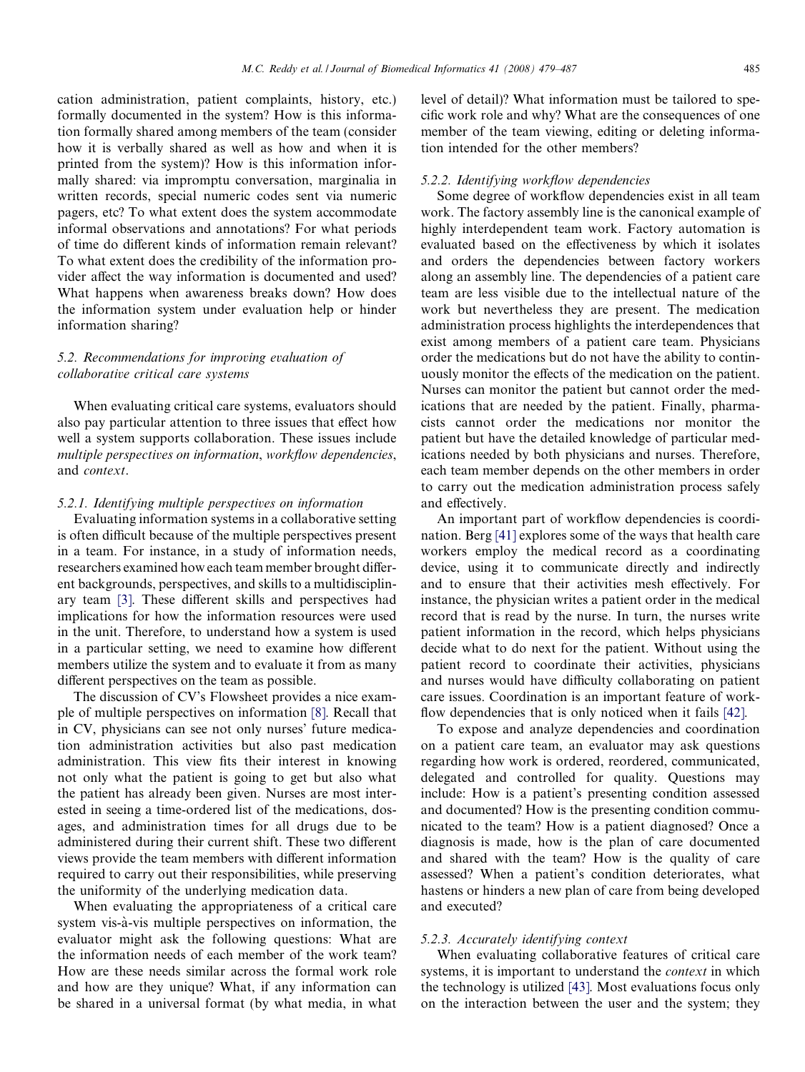cation administration, patient complaints, history, etc.) formally documented in the system? How is this information formally shared among members of the team (consider how it is verbally shared as well as how and when it is printed from the system)? How is this information informally shared: via impromptu conversation, marginalia in written records, special numeric codes sent via numeric pagers, etc? To what extent does the system accommodate informal observations and annotations? For what periods of time do different kinds of information remain relevant? To what extent does the credibility of the information provider affect the way information is documented and used? What happens when awareness breaks down? How does the information system under evaluation help or hinder information sharing?

### 5.2. Recommendations for improving evaluation of collaborative critical care systems

When evaluating critical care systems, evaluators should also pay particular attention to three issues that effect how well a system supports collaboration. These issues include *multiple perspectives on information*, *workflow dependencies*, and *context*.

#### 5.2.1. Identifying multiple perspectives on information

Evaluating information systems in a collaborative setting is often difficult because of the multiple perspectives present in a team. For instance, in a study of information needs, researchers examined how each team member brought different backgrounds, perspectives, and skills to a multidisciplinary team [3]. These different skills and perspectives had implications for how the information resources were used in the unit. Therefore, to understand how a system is used in a particular setting, we need to examine how different members utilize the system and to evaluate it from as many different perspectives on the team as possible.

The discussion of CV's Flowsheet provides a nice example of multiple perspectives on information [8]. Recall that in CV, physicians can see not only nurses' future medication administration activities but also past medication administration. This view fits their interest in knowing not only what the patient is going to get but also what the patient has already been given. Nurses are most interested in seeing a time-ordered list of the medications, dosages, and administration times for all drugs due to be administered during their current shift. These two different views provide the team members with different information required to carry out their responsibilities, while preserving the uniformity of the underlying medication data.

When evaluating the appropriateness of a critical care system vis-à-vis multiple perspectives on information, the evaluator might ask the following questions: What are the information needs of each member of the work team? How are these needs similar across the formal work role and how are they unique? What, if any information can be shared in a universal format (by what media, in what level of detail)? What information must be tailored to specific work role and why? What are the consequences of one member of the team viewing, editing or deleting information intended for the other members?

#### 5.2.2. Identifying workflow dependencies

Some degree of workflow dependencies exist in all team work. The factory assembly line is the canonical example of highly interdependent team work. Factory automation is evaluated based on the effectiveness by which it isolates and orders the dependencies between factory workers along an assembly line. The dependencies of a patient care team are less visible due to the intellectual nature of the work but nevertheless they are present. The medication administration process highlights the interdependences that exist among members of a patient care team. Physicians order the medications but do not have the ability to continuously monitor the effects of the medication on the patient. Nurses can monitor the patient but cannot order the medications that are needed by the patient. Finally, pharmacists cannot order the medications nor monitor the patient but have the detailed knowledge of particular medications needed by both physicians and nurses. Therefore, each team member depends on the other members in order to carry out the medication administration process safely and effectively.

An important part of workflow dependencies is coordination. Berg [41] explores some of the ways that health care workers employ the medical record as a coordinating device, using it to communicate directly and indirectly and to ensure that their activities mesh effectively. For instance, the physician writes a patient order in the medical record that is read by the nurse. In turn, the nurses write patient information in the record, which helps physicians decide what to do next for the patient. Without using the patient record to coordinate their activities, physicians and nurses would have difficulty collaborating on patient care issues. Coordination is an important feature of workflow dependencies that is only noticed when it fails [42].

To expose and analyze dependencies and coordination on a patient care team, an evaluator may ask questions regarding how work is ordered, reordered, communicated, delegated and controlled for quality. Questions may include: How is a patient's presenting condition assessed and documented? How is the presenting condition communicated to the team? How is a patient diagnosed? Once a diagnosis is made, how is the plan of care documented and shared with the team? How is the quality of care assessed? When a patient's condition deteriorates, what hastens or hinders a new plan of care from being developed and executed?

#### 5.2.3. Accurately identifying context

When evaluating collaborative features of critical care systems, it is important to understand the *context* in which the technology is utilized [43]. Most evaluations focus only on the interaction between the user and the system; they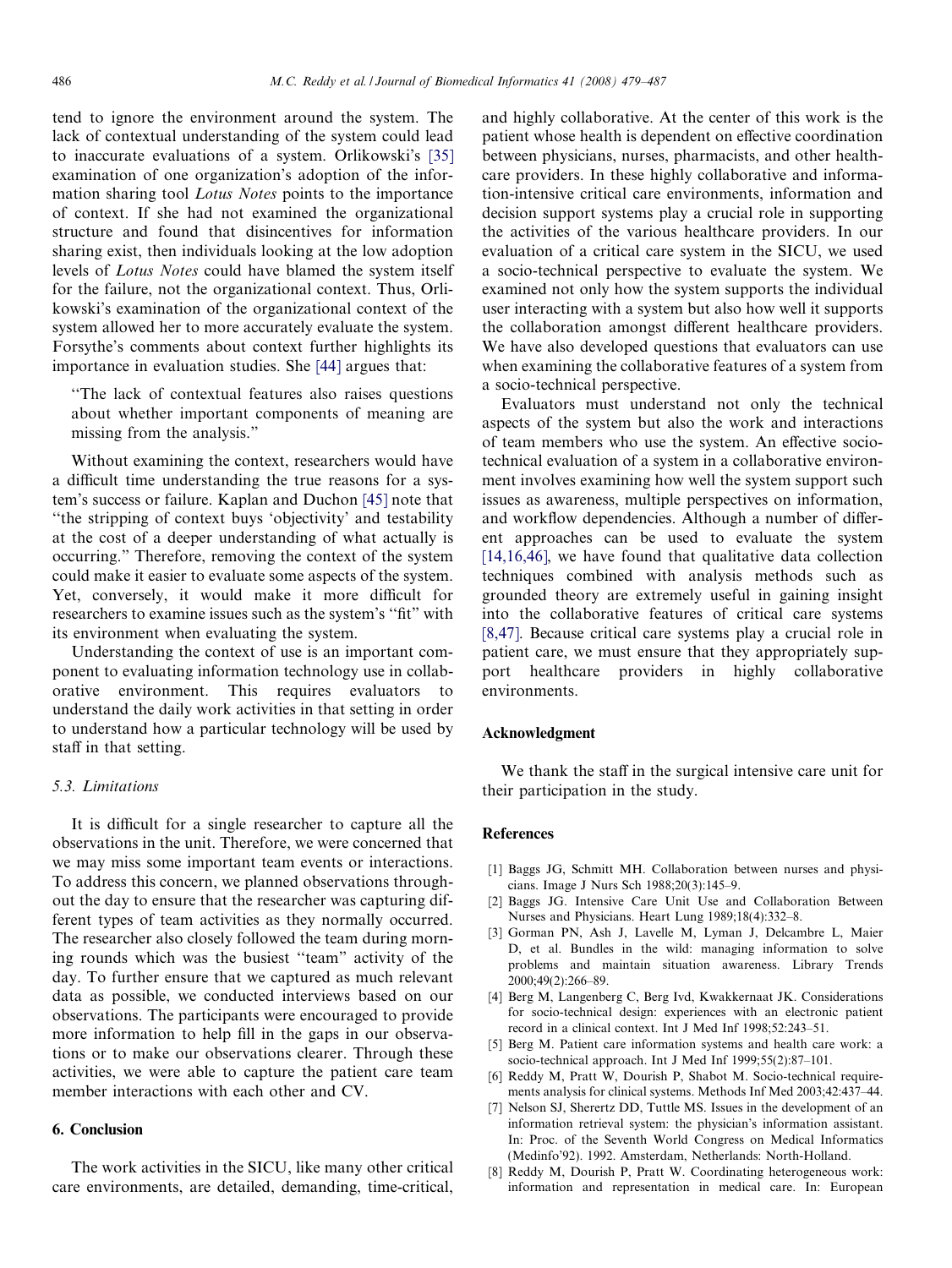tend to ignore the environment around the system. The lack of contextual understanding of the system could lead to inaccurate evaluations of a system. Orlikowski's [35] examination of one organization's adoption of the information sharing tool *Lotus Notes* points to the importance of context. If she had not examined the organizational structure and found that disincentives for information sharing exist, then individuals looking at the low adoption levels of *Lotus Notes* could have blamed the system itself for the failure, not the organizational context. Thus, Orlikowski's examination of the organizational context of the system allowed her to more accurately evaluate the system. Forsythe's comments about context further highlights its importance in evaluation studies. She [44] argues that:

> "The lack of contextual features also raises questions about whether important components of meaning are missing from the analysis."

Without examining the context, researchers would have a difficult time understanding the true reasons for a system's success or failure. Kaplan and Duchon [45] note that "the stripping of context buys 'objectivity' and testability at the cost of a deeper understanding of what actually is occurring." Therefore, removing the context of the system could make it easier to evaluate some aspects of the system. Yet, conversely, it would make it more difficult for researchers to examine issues such as the system's "fit" with its environment when evaluating the system.

Understanding the context of use is an important component to evaluating information technology use in collaborative environment. This requires evaluators to understand the daily work activities in that setting in order to understand how a particular technology will be used by staff in that setting.

### 5.3. Limitations

It is difficult for a single researcher to capture all the observations in the unit. Therefore, we were concerned that we may miss some important team events or interactions. To address this concern, we planned observations throughout the day to ensure that the researcher was capturing different types of team activities as they normally occurred. The researcher also closely followed the team during morning rounds which was the busiest "team" activity of the day. To further ensure that we captured as much relevant data as possible, we conducted interviews based on our observations. The participants were encouraged to provide more information to help fill in the gaps in our observations or to make our observations clearer. Through these activities, we were able to capture the patient care team member interactions with each other and CV.

## 6. Conclusion

The work activities in the SICU, like many other critical care environments, are detailed, demanding, time-critical, and highly collaborative. At the center of this work is the patient whose health is dependent on effective coordination between physicians, nurses, pharmacists, and other healthcare providers. In these highly collaborative and information-intensive critical care environments, information and decision support systems play a crucial role in supporting the activities of the various healthcare providers. In our evaluation of a critical care system in the SICU, we used a socio-technical perspective to evaluate the system. We examined not only how the system supports the individual user interacting with a system but also how well it supports the collaboration amongst different healthcare providers. We have also developed questions that evaluators can use when examining the collaborative features of a system from a socio-technical perspective.

Evaluators must understand not only the technical aspects of the system but also the work and interactions of team members who use the system. An effective socio-technical evaluation of a system in a collaborative environment involves examining how well the system support such issues as awareness, multiple perspectives on information, and workflow dependencies. Although a number of different approaches can be used to evaluate the system [14,16,46], we have found that qualitative data collection techniques combined with analysis methods such as grounded theory are extremely useful in gaining insight into the collaborative features of critical care systems [8,47]. Because critical care systems play a crucial role in patient care, we must ensure that they appropriately support healthcare providers in highly collaborative environments.

## Acknowledgment

We thank the staff in the surgical intensive care unit for their participation in the study.

## References

[1] Baggs JG, Schmitt MH. Collaboration between nurses and physicians. Image J Nurs Sch 1988;20(3):145–9.

[2] Baggs JG. Intensive Care Unit Use and Collaboration Between Nurses and Physicians. Heart Lung 1989;18(4):332–8.

[3] Gorman PN, Ash J, Lavelle M, Lyman J, Delcambre L, Maier D, et al. Bundles in the wild: managing information to solve problems and maintain situation awareness. Library Trends 2000;49(2):266–89.

[4] Berg M, Langenberg C, Berg Ivd, Kwakkernaat JK. Considerations for socio-technical design: experiences with an electronic patient record in a clinical context. Int J Med Inf 1998;52:243–51.

[5] Berg M. Patient care information systems and health care work: a socio-technical approach. Int J Med Inf 1999;55(2):87–101.

[6] Reddy M, Pratt W, Dourish P, Shabot M. Socio-technical requirements analysis for clinical systems. Methods Inf Med 2003;42:437–44.

[7] Nelson SJ, Sherertz DD, Tuttle MS. Issues in the development of an information retrieval system: the physician's information assistant. In: Proc. of the Seventh World Congress on Medical Informatics (Medinfo'92). 1992. Amsterdam, Netherlands: North-Holland.

[8] Reddy M, Dourish P, Pratt W. Coordinating heterogeneous work: information and representation in medical care. In: European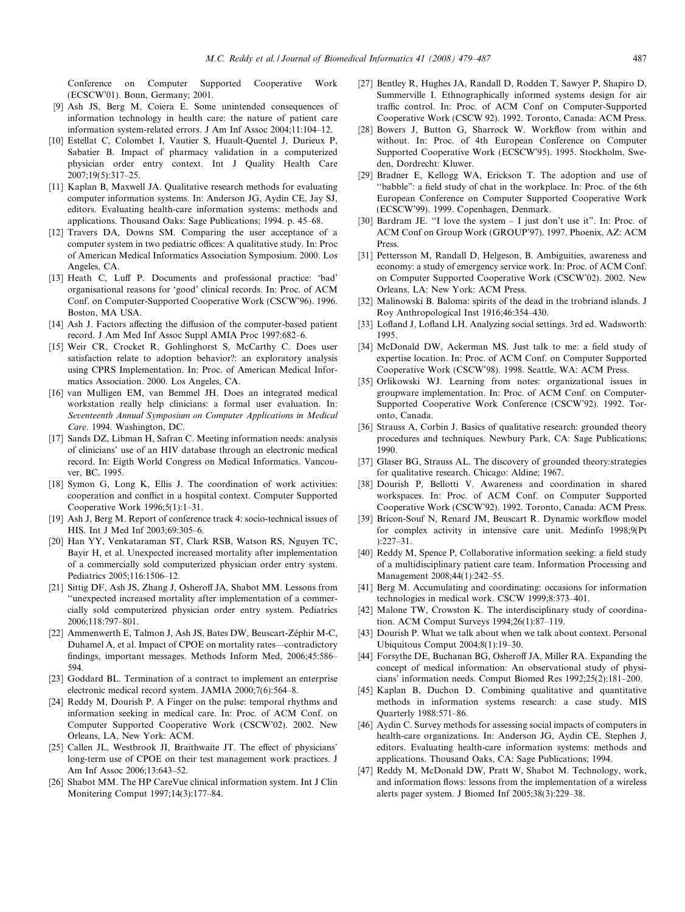Conference on Computer Supported Cooperative Work (ECSCW'01). Bonn, Germany; 2001.

[9] Ash JS, Berg M, Coiera E. Some unintended consequences of information technology in health care: the nature of patient care information system-related errors. J Am Inf Assoc 2004;11:104–12.

[10] Estellat C, Colombet I, Vautier S, Huault-Quentel J, Durieux P, Sabatier B. Impact of pharmacy validation in a computerized physician order entry context. Int J Quality Health Care 2007;19(5):317–25.

[11] Kaplan B, Maxwell JA. Qualitative research methods for evaluating computer information systems. In: Anderson JG, Aydin CE, Jay SJ, editors. Evaluating health-care information systems: methods and applications. Thousand Oaks: Sage Publications; 1994. p. 45–68.

[12] Travers DA, Downs SM. Comparing the user acceptance of a computer system in two pediatric offices: A qualitative study. In: Proc of American Medical Informatics Association Symposium. 2000. Los Angeles, CA.

[13] Heath C, Luff P. Documents and professional practice: 'bad' organisational reasons for 'good' clinical records. In: Proc. of ACM Conf. on Computer-Supported Cooperative Work (CSCW'96). 1996. Boston, MA USA.

[14] Ash J. Factors affecting the diffusion of the computer-based patient record. J Am Med Inf Assoc Suppl AMIA Proc 1997:682–6.

[15] Weir CR, Crocket R, Gohlinghorst S, McCarthy C. Does user satisfaction relate to adoption behavior?: an exploratory analysis using CPRS Implementation. In: Proc. of American Medical Informatics Association. 2000. Los Angeles, CA.

[16] van Mulligen EM, van Bemmel JH. Does an integrated medical workstation really help clinicians: a formal user evaluation. In: *Seventeenth Annual Symposium on Computer Applications in Medical Care*. 1994. Washington, DC.

[17] Sands DZ, Libman H, Safran C. Meeting information needs: analysis of clinicians' use of an HIV database through an electronic medical record. In: Eigth World Congress on Medical Informatics. Vancouver, BC. 1995.

[18] Symon G, Long K, Ellis J. The coordination of work activities: cooperation and conflict in a hospital context. Computer Supported Cooperative Work 1996;5(1):1–31.

[19] Ash J, Berg M. Report of conference track 4: socio-technical issues of HIS. Int J Med Inf 2003;69:305–6.

[20] Han YY, Venkataraman ST, Clark RSB, Watson RS, Nguyen TC, Bayir H, et al. Unexpected increased mortality after implementation of a commercially sold computerized physician order entry system. Pediatrics 2005;116:1506–12.

[21] Sittig DF, Ash JS, Zhang J, Osheroff JA, Shabot MM. Lessons from "unexpected increased mortality after implementation of a commercially sold computerized physician order entry system. Pediatrics 2006;118:797–801.

[22] Ammenwerth E, Talmon J, Ash JS, Bates DW, Beuscart-Zéphir M-C, Duhamel A, et al. Impact of CPOE on mortality rates—contradictory findings, important messages. Methods Inform Med, 2006;45:586–594.

[23] Goddard BL. Termination of a contract to implement an enterprise electronic medical record system. JAMIA 2000;7(6):564–8.

[24] Reddy M, Dourish P. A Finger on the pulse: temporal rhythms and information seeking in medical care. In: Proc. of ACM Conf. on Computer Supported Cooperative Work (CSCW'02). 2002. New Orleans, LA, New York: ACM.

[25] Callen JL, Westbrook JI, Braithwaite JT. The effect of physicians' long-term use of CPOE on their test management work practices. J Am Inf Assoc 2006;13:643–52.

[26] Shabot MM. The HP CareVue clinical information system. Int J Clin Monitering Comput 1997;14(3):177–84.

[27] Bentley R, Hughes JA, Randall D, Rodden T, Sawyer P, Shapiro D, Summerville I. Ethnographically informed systems design for air traffic control. In: Proc. of ACM Conf on Computer-Supported Cooperative Work (CSCW 92). 1992. Toronto, Canada: ACM Press.

[28] Bowers J, Button G, Sharrock W. Workflow from within and without. In: Proc. of 4th European Conference on Computer Supported Cooperative Work (ECSCW'95). 1995. Stockholm, Sweden, Dordrecht: Kluwer.

[29] Bradner E, Kellogg WA, Erickson T. The adoption and use of "babble": a field study of chat in the workplace. In: Proc. of the 6th European Conference on Computer Supported Cooperative Work (ECSCW'99). 1999. Copenhagen, Denmark.

[30] Bardram JE. "I love the system – I just don't use it". In: Proc. of ACM Conf on Group Work (GROUP'97). 1997. Phoenix, AZ: ACM Press.

[31] Pettersson M, Randall D, Helgeson, B. Ambiguities, awareness and economy: a study of emergency service work. In: Proc. of ACM Conf. on Computer Supported Cooperative Work (CSCW'02). 2002. New Orleans, LA: New York: ACM Press.

[32] Malinowski B. Baloma: spirits of the dead in the trobriand islands. J Roy Anthropological Inst 1916;46:354–430.

[33] Lofland J, Lofland LH. Analyzing social settings. 3rd ed. Wadsworth: 1995.

[34] McDonald DW, Ackerman MS. Just talk to me: a field study of expertise location. In: Proc. of ACM Conf. on Computer Supported Cooperative Work (CSCW'98). 1998. Seattle, WA: ACM Press.

[35] Orlikowski WJ. Learning from notes: organizational issues in groupware implementation. In: Proc. of ACM Conf. on Computer-Supported Cooperative Work Conference (CSCW'92). 1992. Toronto, Canada.

[36] Strauss A, Corbin J. Basics of qualitative research: grounded theory procedures and techniques. Newbury Park, CA: Sage Publications; 1990.

[37] Glaser BG, Strauss AL. The discovery of grounded theory:strategies for qualitative research. Chicago: Aldine; 1967.

[38] Dourish P, Bellotti V. Awareness and coordination in shared workspaces. In: Proc. of ACM Conf. on Computer Supported Cooperative Work (CSCW'92). 1992. Toronto, Canada: ACM Press.

[39] Bricon-Souf N, Renard JM, Beuscart R. Dynamic workflow model for complex activity in intensive care unit. Medinfo 1998;9(Pt ):227–31.

[40] Reddy M, Spence P, Collaborative information seeking: a field study of a multidisciplinary patient care team. Information Processing and Management 2008;44(1):242–55.

[41] Berg M. Accumulating and coordinating: occasions for information technologies in medical work. CSCW 1999;8:373–401.

[42] Malone TW, Crowston K. The interdisciplinary study of coordination. ACM Comput Surveys 1994;26(1):87–119.

[43] Dourish P. What we talk about when we talk about context. Personal Ubiquitous Comput 2004;8(1):19–30.

[44] Forsythe DE, Buchanan BG, Osheroff JA, Miller RA. Expanding the concept of medical information: An observational study of physicians' information needs. Comput Biomed Res 1992;25(2):181–200.

[45] Kaplan B, Duchon D. Combining qualitative and quantitative methods in information systems research: a case study. MIS Quarterly 1988:571–86.

[46] Aydin C. Survey methods for assessing social impacts of computers in health-care organizations. In: Anderson JG, Aydin CE, Stephen J, editors. Evaluating health-care information systems: methods and applications. Thousand Oaks, CA: Sage Publications; 1994.

[47] Reddy M, McDonald DW, Pratt W, Shabot M. Technology, work, and information flows: lessons from the implementation of a wireless alerts pager system. J Biomed Inf 2005;38(3):229–38.